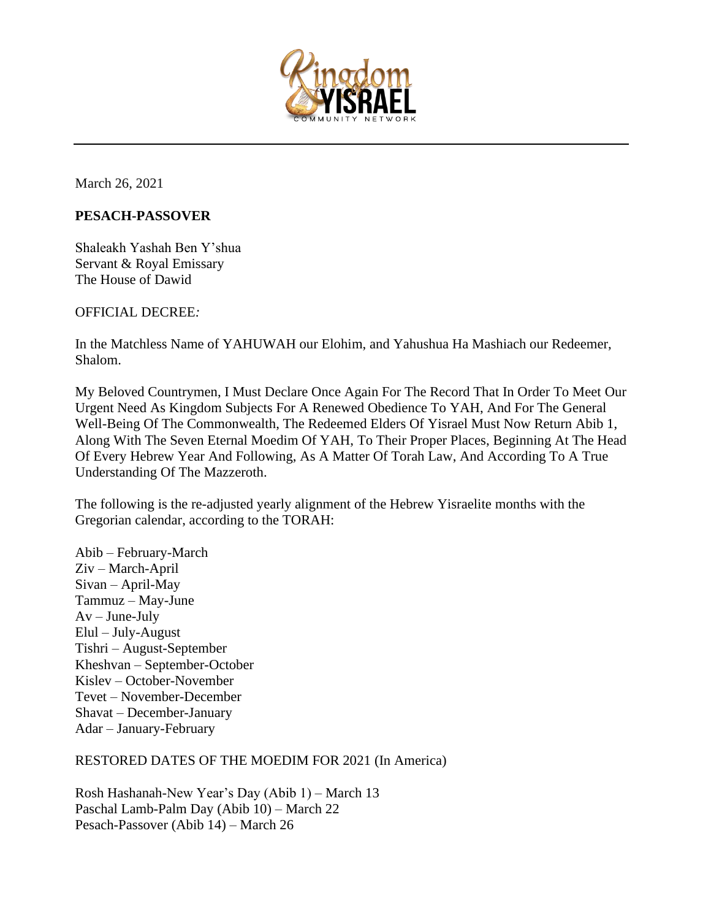March 26, 2021

**PESACH-PASSOVER**

Shaleakh Yashah Ben Y'shua
Servant & Royal Emissary
The House of Dawid

OFFICIAL DECREE*:*

In the Matchless Name of YAHUWAH our Elohim, and Yahushua Ha Mashiach our Redeemer, Shalom.

My Beloved Countrymen, I Must Declare Once Again For The Record That In Order To Meet Our Urgent Need As Kingdom Subjects For A Renewed Obedience To YAH, And For The General Well-Being Of The Commonwealth, The Redeemed Elders Of Yisrael Must Now Return Abib 1, Along With The Seven Eternal Moedim Of YAH, To Their Proper Places, Beginning At The Head Of Every Hebrew Year And Following, As A Matter Of Torah Law, And According To A True Understanding Of The Mazzeroth.

The following is the re-adjusted yearly alignment of the Hebrew Yisraelite months with the Gregorian calendar, according to the TORAH:

Abib – February-March
Ziv – March-April
Sivan – April-May
Tammuz – May-June
Av – June-July
Elul – July-August
Tishri – August-September
Kheshvan – September-October
Kislev – October-November
Tevet – November-December
Shavat – December-January
Adar – January-February

RESTORED DATES OF THE MOEDIM FOR 2021 (In America)

Rosh Hashanah-New Year's Day (Abib 1) – March 13
Paschal Lamb-Palm Day (Abib 10) – March 22
Pesach-Passover (Abib 14) – March 26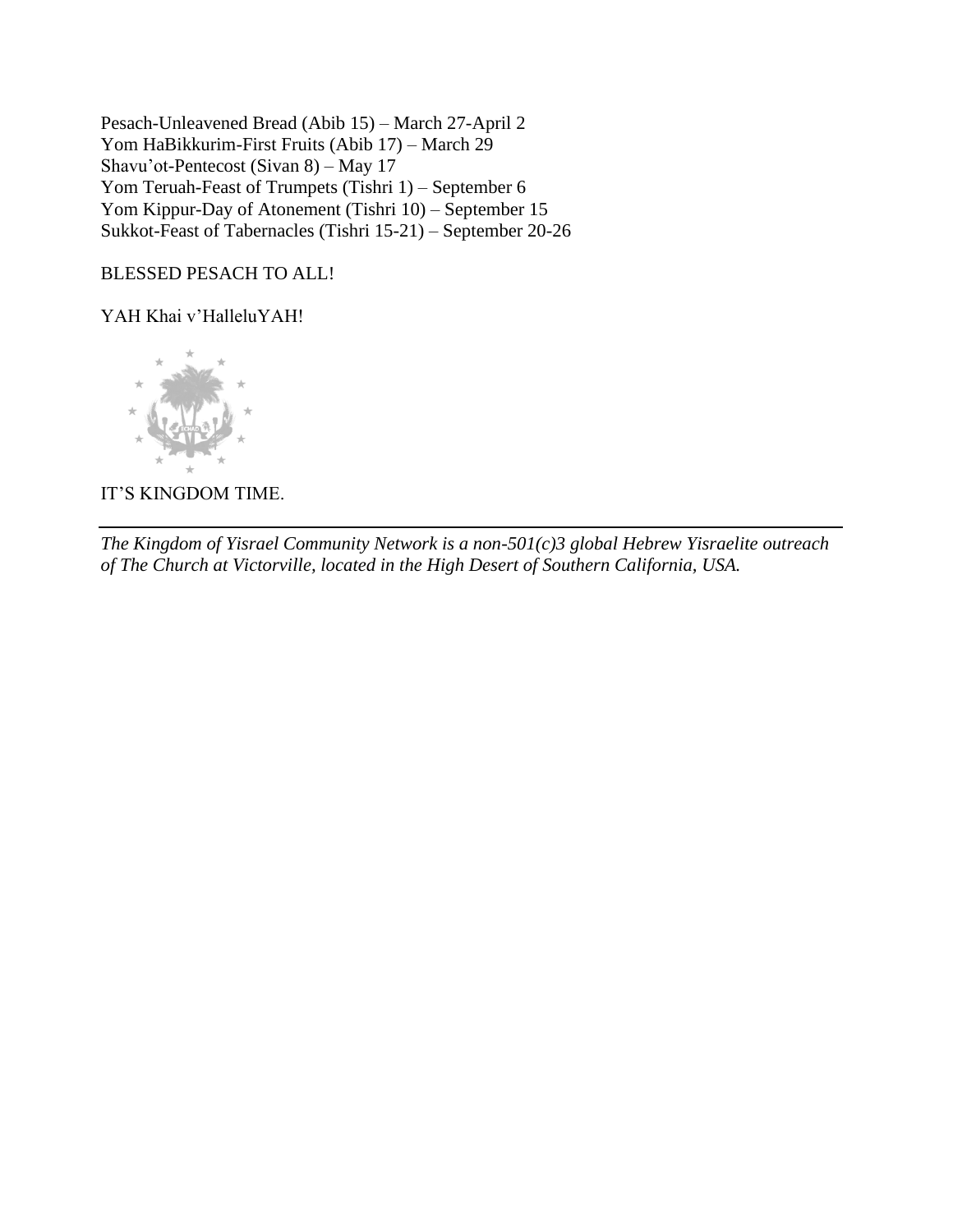Pesach-Unleavened Bread (Abib 15) – March 27-April 2
Yom HaBikkurim-First Fruits (Abib 17) – March 29
Shavu'ot-Pentecost (Sivan 8) – May 17
Yom Teruah-Feast of Trumpets (Tishri 1) – September 6
Yom Kippur-Day of Atonement (Tishri 10) – September 15
Sukkot-Feast of Tabernacles (Tishri 15-21) – September 20-26

BLESSED PESACH TO ALL!

YAH Khai v'HalleluYAH!

IT'S KINGDOM TIME.

---

*The Kingdom of Yisrael Community Network is a non-501(c)3 global Hebrew Yisraelite outreach of The Church at Victorville, located in the High Desert of Southern California, USA.*